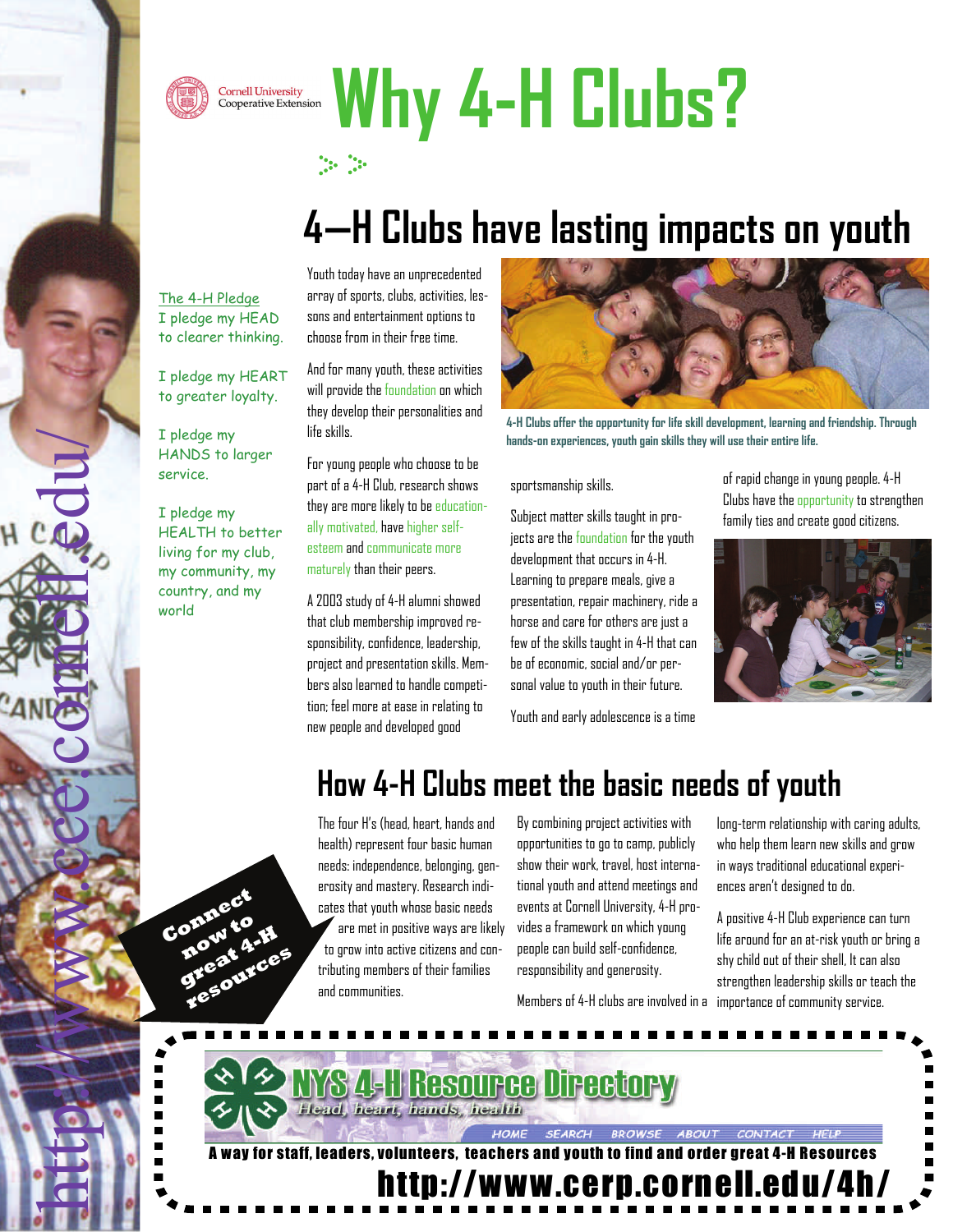Cornell University Cooperative Extension

# Why 4-H Clubs?

## 4—H Clubs have lasting impacts on youth

The 4-H Pledge
I pledge my HEAD to clearer thinking.

I pledge my HEART to greater loyalty.

I pledge my HANDS to larger service.

I pledge my HEALTH to better living for my club, my community, my country, and my world

Youth today have an unprecedented array of sports, clubs, activities, lessons and entertainment options to choose from in their free time.

And for many youth, these activities will provide the foundation on which they develop their personalities and life skills.

For young people who choose to be part of a 4-H Club, research shows they are more likely to be educationally motivated, have higher self-esteem and communicate more maturely than their peers.

A 2003 study of 4-H alumni showed that club membership improved responsibility, confidence, leadership, project and presentation skills. Members also learned to handle competition; feel more at ease in relating to new people and developed good sportsmanship skills.

Subject matter skills taught in projects are the foundation for the youth development that occurs in 4-H. Learning to prepare meals, give a presentation, repair machinery, ride a horse and care for others are just a few of the skills taught in 4-H that can be of economic, social and/or personal value to youth in their future.

Youth and early adolescence is a time of rapid change in young people. 4-H Clubs have the opportunity to strengthen family ties and create good citizens.

**4-H Clubs offer the opportunity for life skill development, learning and friendship. Through hands-on experiences, youth gain skills they will use their entire life.**

## How 4-H Clubs meet the basic needs of youth

The four H's (head, heart, hands and health) represent four basic human needs: independence, belonging, generosity and mastery. Research indicates that youth whose basic needs are met in positive ways are likely to grow into active citizens and contributing members of their families and communities.

By combining project activities with opportunities to go to camp, publicly show their work, travel, host international youth and attend meetings and events at Cornell University, 4-H provides a framework on which young people can build self-confidence, responsibility and generosity.

Members of 4-H clubs are involved in a long-term relationship with caring adults, who help them learn new skills and grow in ways traditional educational experiences aren't designed to do.

A positive 4-H Club experience can turn life around for an at-risk youth or bring a shy child out of their shell, It can also strengthen leadership skills or teach the importance of community service.

Connect now to great 4-H resources

**NYS 4-H Resource Directory**
*Head, heart, hands, health*

HOME SEARCH BROWSE ABOUT CONTACT HELP

**A way for staff, leaders, volunteers, teachers and youth to find and order great 4-H Resources**

**http://www.cerp.cornell.edu/4h/**

http://www.cce.cornell.edu/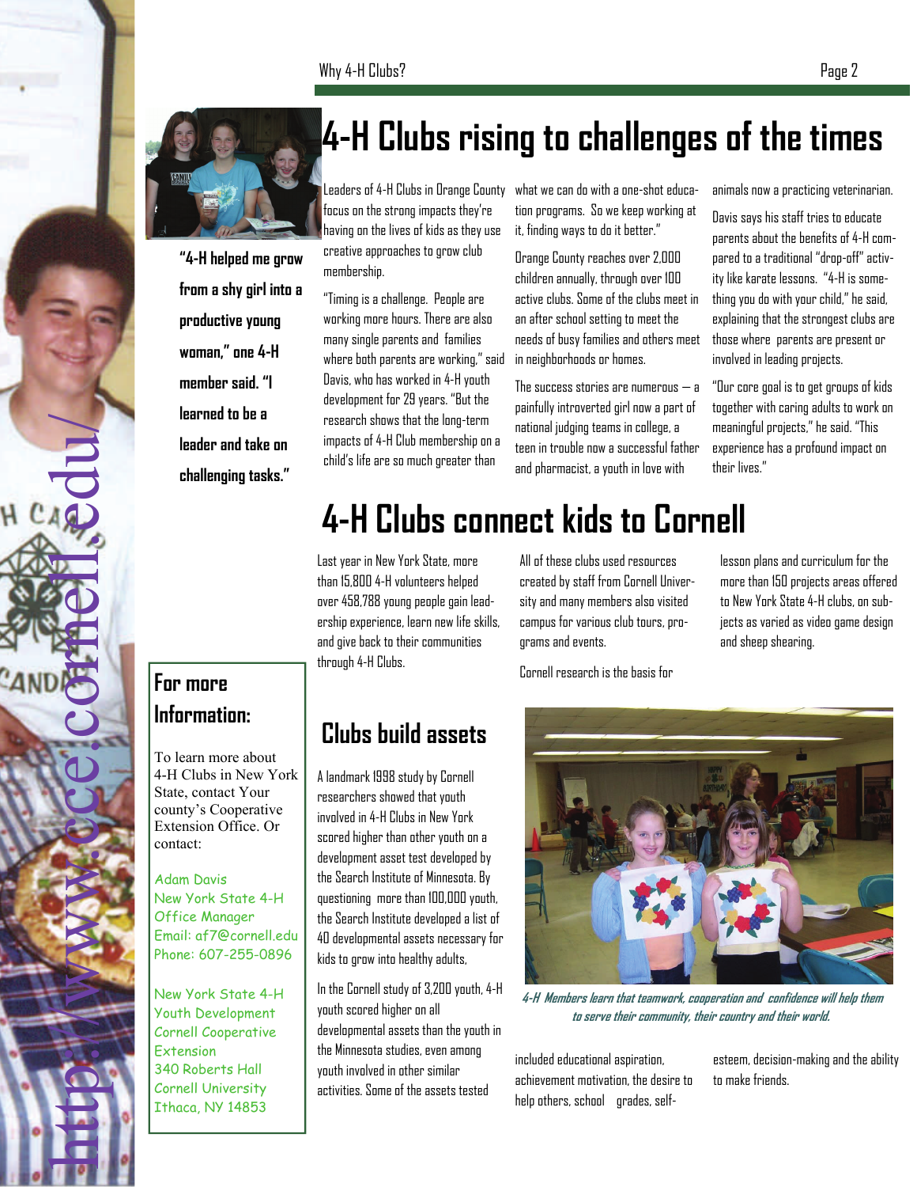# 4-H Clubs rising to challenges of the times

**"4-H helped me grow from a shy girl into a productive young woman," one 4-H member said. "I learned to be a leader and take on challenging tasks."**

Leaders of 4-H Clubs in Orange County focus on the strong impacts they're having on the lives of kids as they use creative approaches to grow club membership.

"Timing is a challenge. People are working more hours. There are also many single parents and families where both parents are working," said Davis, who has worked in 4-H youth development for 29 years. "But the research shows that the long-term impacts of 4-H Club membership on a child's life are so much greater than what we can do with a one-shot education programs. So we keep working at it, finding ways to do it better."

Orange County reaches over 2,000 children annually, through over 100 active clubs. Some of the clubs meet in an after school setting to meet the needs of busy families and others meet in neighborhoods or homes.

The success stories are numerous — a painfully introverted girl now a part of national judging teams in college, a teen in trouble now a successful father and pharmacist, a youth in love with animals now a practicing veterinarian.

Davis says his staff tries to educate parents about the benefits of 4-H compared to a traditional "drop-off" activity like karate lessons. "4-H is something you do with your child," he said, explaining that the strongest clubs are those where parents are present or involved in leading projects.

"Our core goal is to get groups of kids together with caring adults to work on meaningful projects," he said. "This experience has a profound impact on their lives."

# 4-H Clubs connect kids to Cornell

Last year in New York State, more than 15,800 4-H volunteers helped over 458,788 young people gain leadership experience, learn new life skills, and give back to their communities through 4-H Clubs.

All of these clubs used resources created by staff from Cornell University and many members also visited campus for various club tours, programs and events.

Cornell research is the basis for lesson plans and curriculum for the more than 150 projects areas offered to New York State 4-H clubs, on subjects as varied as video game design and sheep shearing.

## Clubs build assets

A landmark 1998 study by Cornell researchers showed that youth involved in 4-H Clubs in New York scored higher than other youth on a development asset test developed by the Search Institute of Minnesota. By questioning more than 100,000 youth, the Search Institute developed a list of 40 developmental assets necessary for kids to grow into healthy adults.

In the Cornell study of 3,200 youth, 4-H youth scored higher on all developmental assets than the youth in the Minnesota studies, even among youth involved in other similar activities. Some of the assets tested included educational aspiration, achievement motivation, the desire to help others, school grades, self-esteem, decision-making and the ability to make friends.

*4-H Members learn that teamwork, cooperation and confidence will help them to serve their community, their country and their world.*

## For more Information:

To learn more about 4-H Clubs in New York State, contact Your county's Cooperative Extension Office. Or contact:

Adam Davis
New York State 4-H Office Manager
Email: af7@cornell.edu
Phone: 607-255-0896

New York State 4-H Youth Development
Cornell Cooperative Extension
340 Roberts Hall
Cornell University
Ithaca, NY 14853

http://www.cce.cornell.edu/